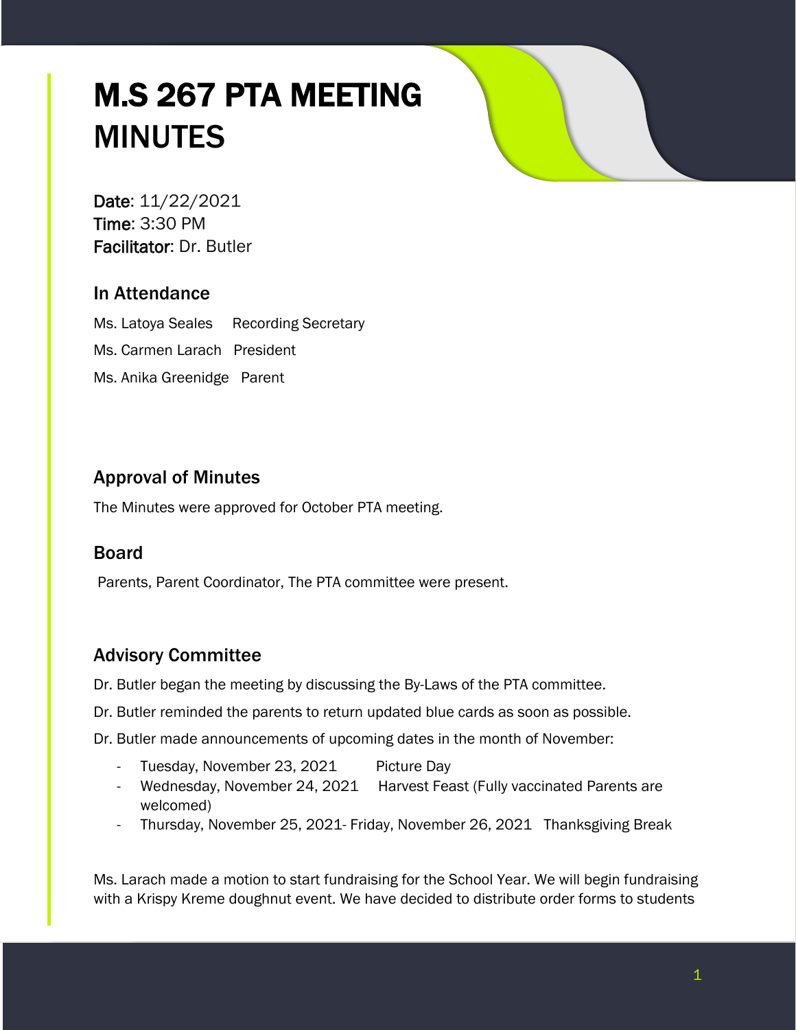# M.S 267 PTA MEETING MINUTES

**Date**: 11/22/2021
**Time**: 3:30 PM
**Facilitator**: Dr. Butler

## In Attendance

Ms. Latoya Seales Recording Secretary

Ms. Carmen Larach President

Ms. Anika Greenidge Parent

## Approval of Minutes

The Minutes were approved for October PTA meeting.

## Board

Parents, Parent Coordinator, The PTA committee were present.

## Advisory Committee

Dr. Butler began the meeting by discussing the By-Laws of the PTA committee.

Dr. Butler reminded the parents to return updated blue cards as soon as possible.

Dr. Butler made announcements of upcoming dates in the month of November:

- Tuesday, November 23, 2021 Picture Day
- Wednesday, November 24, 2021 Harvest Feast (Fully vaccinated Parents are welcomed)
- Thursday, November 25, 2021- Friday, November 26, 2021 Thanksgiving Break

Ms. Larach made a motion to start fundraising for the School Year. We will begin fundraising with a Krispy Kreme doughnut event. We have decided to distribute order forms to students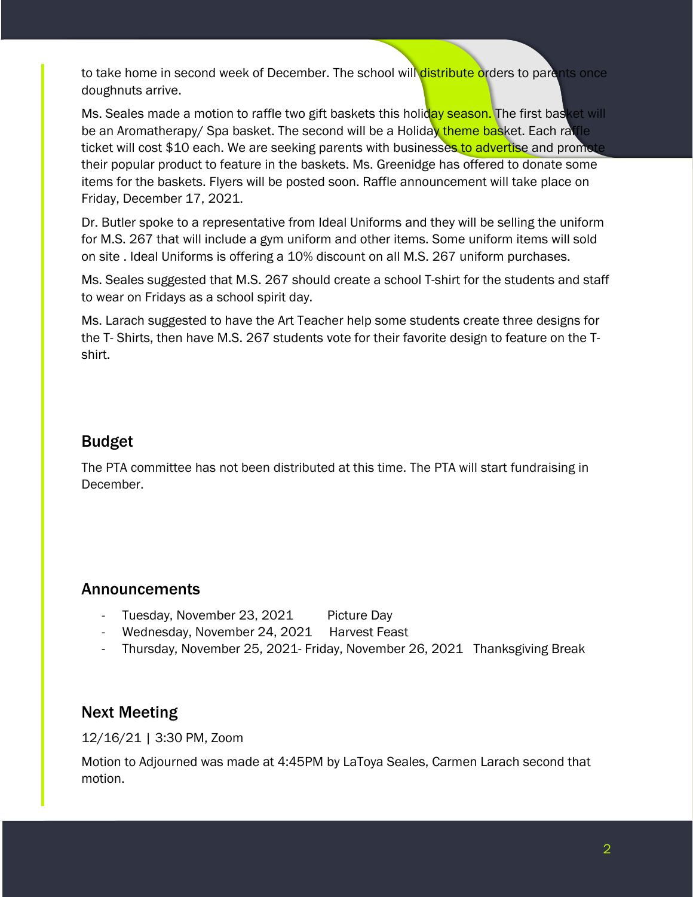to take home in second week of December. The school will distribute orders to parents once doughnuts arrive.

Ms. Seales made a motion to raffle two gift baskets this holiday season. The first basket will be an Aromatherapy/ Spa basket. The second will be a Holiday theme basket. Each raffle ticket will cost $10 each. We are seeking parents with businesses to advertise and promote their popular product to feature in the baskets. Ms. Greenidge has offered to donate some items for the baskets. Flyers will be posted soon. Raffle announcement will take place on Friday, December 17, 2021.

Dr. Butler spoke to a representative from Ideal Uniforms and they will be selling the uniform for M.S. 267 that will include a gym uniform and other items. Some uniform items will sold on site . Ideal Uniforms is offering a 10% discount on all M.S. 267 uniform purchases.

Ms. Seales suggested that M.S. 267 should create a school T-shirt for the students and staff to wear on Fridays as a school spirit day.

Ms. Larach suggested to have the Art Teacher help some students create three designs for the T- Shirts, then have M.S. 267 students vote for their favorite design to feature on the T-shirt.

## Budget

The PTA committee has not been distributed at this time. The PTA will start fundraising in December.

## Announcements

- Tuesday, November 23, 2021 Picture Day
- Wednesday, November 24, 2021 Harvest Feast
- Thursday, November 25, 2021- Friday, November 26, 2021 Thanksgiving Break

## Next Meeting

12/16/21 | 3:30 PM, Zoom

Motion to Adjourned was made at 4:45PM by LaToya Seales, Carmen Larach second that motion.